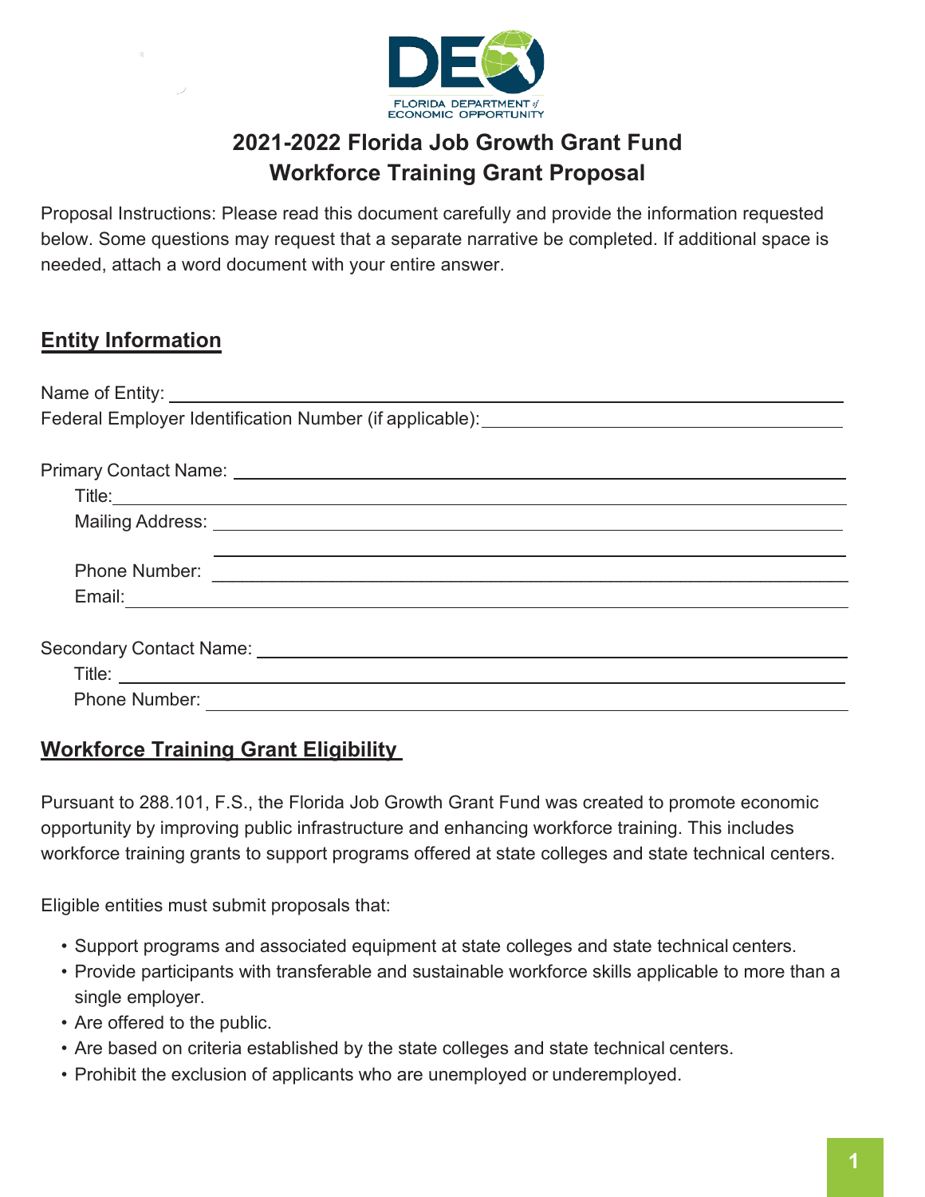FLORIDA DEPARTMENT of ECONOMIC OPPORTUNITY

# 2021-2022 Florida Job Growth Grant Fund
# Workforce Training Grant Proposal

Proposal Instructions: Please read this document carefully and provide the information requested below. Some questions may request that a separate narrative be completed. If additional space is needed, attach a word document with your entire answer.

## Entity Information

Name of Entity: ______________________________

Federal Employer Identification Number (if applicable): ______________________________

Primary Contact Name: ______________________________

Title: ______________________________

Mailing Address: ______________________________

______________________________

Phone Number: ______________________________

Email: ______________________________

Secondary Contact Name: ______________________________

Title: ______________________________

Phone Number: ______________________________

## Workforce Training Grant Eligibility

Pursuant to 288.101, F.S., the Florida Job Growth Grant Fund was created to promote economic opportunity by improving public infrastructure and enhancing workforce training. This includes workforce training grants to support programs offered at state colleges and state technical centers.

Eligible entities must submit proposals that:

- Support programs and associated equipment at state colleges and state technical centers.
- Provide participants with transferable and sustainable workforce skills applicable to more than a single employer.
- Are offered to the public.
- Are based on criteria established by the state colleges and state technical centers.
- Prohibit the exclusion of applicants who are unemployed or underemployed.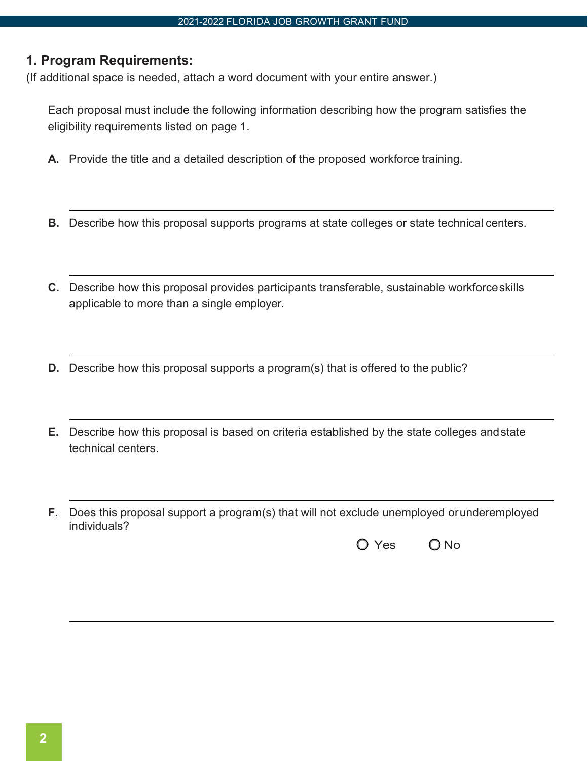## 1. Program Requirements:

(If additional space is needed, attach a word document with your entire answer.)

Each proposal must include the following information describing how the program satisfies the eligibility requirements listed on page 1.

**A.** Provide the title and a detailed description of the proposed workforce training.

---

**B.** Describe how this proposal supports programs at state colleges or state technical centers.

---

**C.** Describe how this proposal provides participants transferable, sustainable workforce skills applicable to more than a single employer.

---

**D.** Describe how this proposal supports a program(s) that is offered to the public?

---

**E.** Describe how this proposal is based on criteria established by the state colleges and state technical centers.

---

**F.** Does this proposal support a program(s) that will not exclude unemployed or underemployed individuals?

○ Yes ○ No

---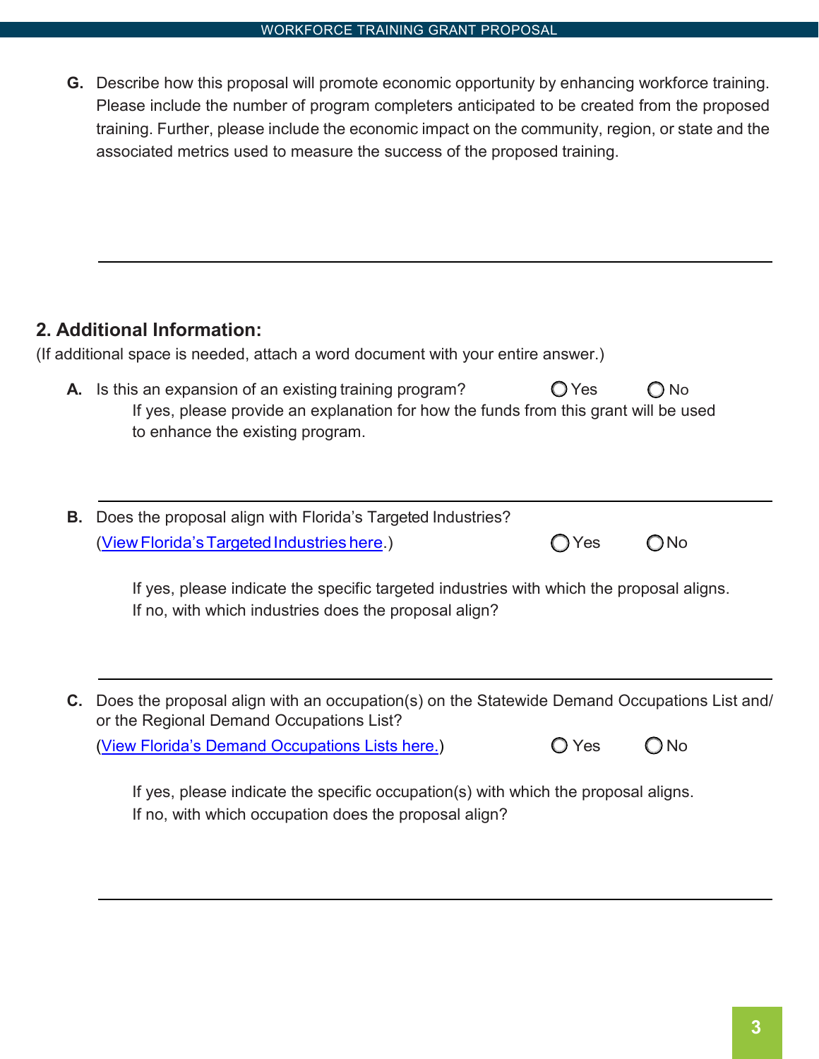**G.** Describe how this proposal will promote economic opportunity by enhancing workforce training. Please include the number of program completers anticipated to be created from the proposed training. Further, please include the economic impact on the community, region, or state and the associated metrics used to measure the success of the proposed training.

---

## 2. Additional Information:

(If additional space is needed, attach a word document with your entire answer.)

**A.** Is this an expansion of an existing training program? ○ Yes ○ No

If yes, please provide an explanation for how the funds from this grant will be used to enhance the existing program.

---

**B.** Does the proposal align with Florida's Targeted Industries?
([View Florida's Targeted Industries here](#).) ○ Yes ○ No

If yes, please indicate the specific targeted industries with which the proposal aligns.
If no, with which industries does the proposal align?

---

**C.** Does the proposal align with an occupation(s) on the Statewide Demand Occupations List and/or the Regional Demand Occupations List?
([View Florida's Demand Occupations Lists here.](#)) ○ Yes ○ No

If yes, please indicate the specific occupation(s) with which the proposal aligns.
If no, with which occupation does the proposal align?

---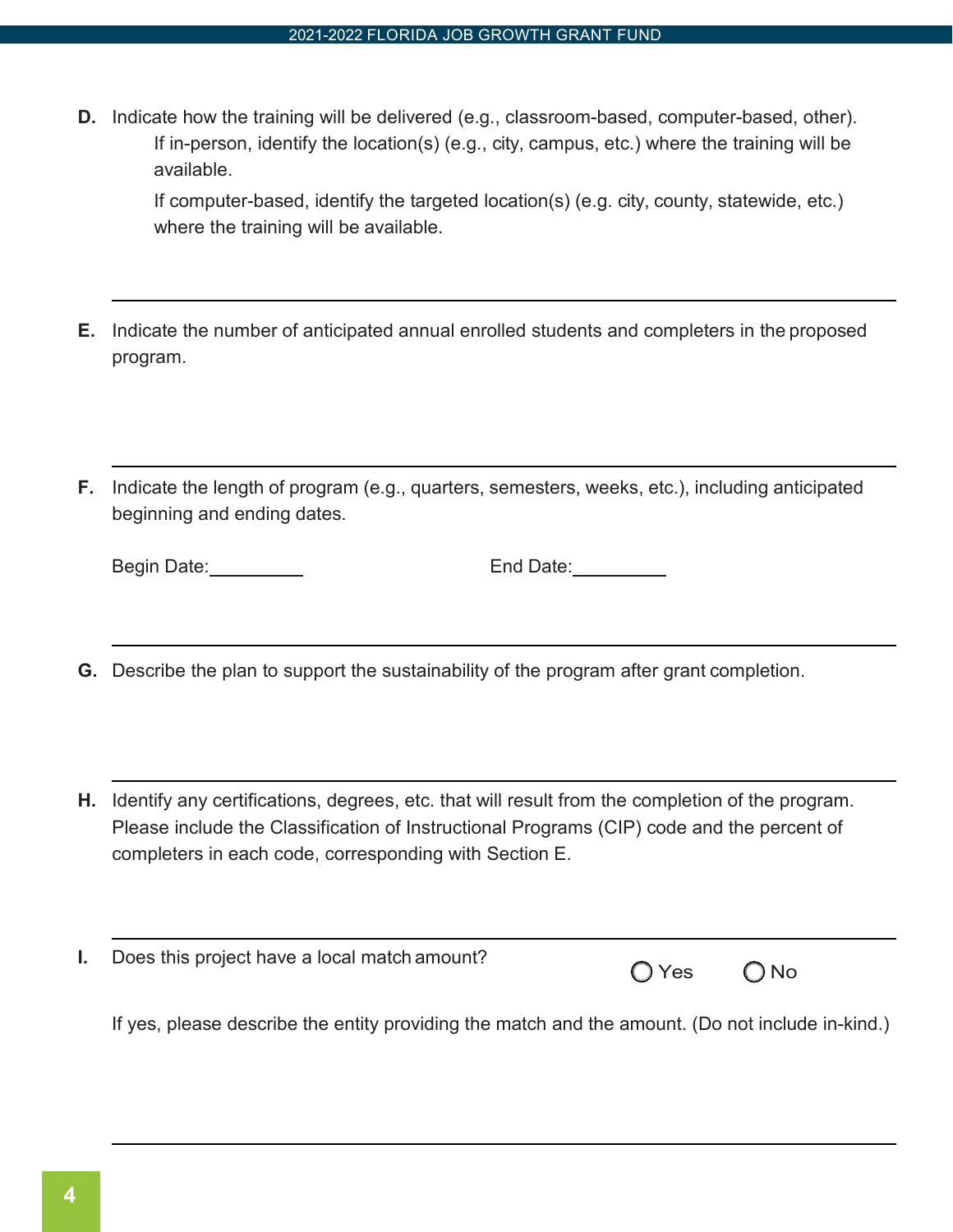**D.** Indicate how the training will be delivered (e.g., classroom-based, computer-based, other).

If in-person, identify the location(s) (e.g., city, campus, etc.) where the training will be available.

If computer-based, identify the targeted location(s) (e.g. city, county, statewide, etc.) where the training will be available.

---

**E.** Indicate the number of anticipated annual enrolled students and completers in the proposed program.

---

**F.** Indicate the length of program (e.g., quarters, semesters, weeks, etc.), including anticipated beginning and ending dates.

Begin Date:__________ End Date:__________

---

**G.** Describe the plan to support the sustainability of the program after grant completion.

---

**H.** Identify any certifications, degrees, etc. that will result from the completion of the program. Please include the Classification of Instructional Programs (CIP) code and the percent of completers in each code, corresponding with Section E.

---

**I.** Does this project have a local match amount? ◯ Yes ◯ No

If yes, please describe the entity providing the match and the amount. (Do not include in-kind.)

---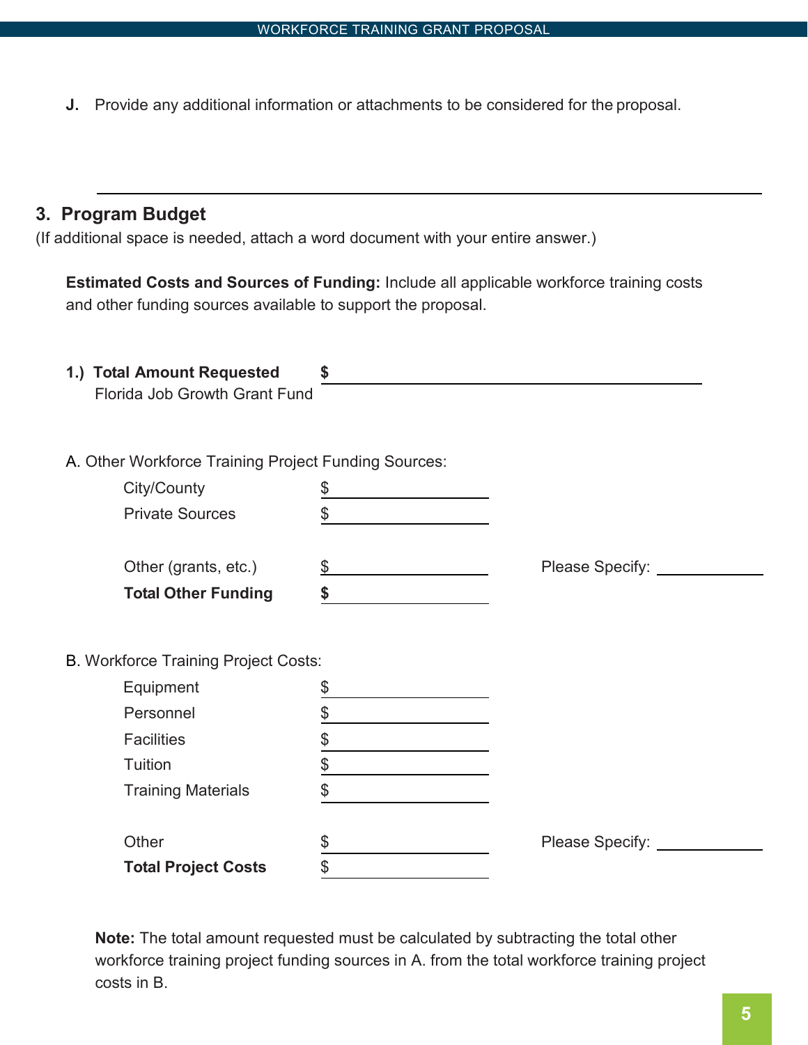**J.** Provide any additional information or attachments to be considered for the proposal.

## 3. Program Budget

(If additional space is needed, attach a word document with your entire answer.)

**Estimated Costs and Sources of Funding:** Include all applicable workforce training costs and other funding sources available to support the proposal.

**1.) Total Amount Requested** **$** ______________________
Florida Job Growth Grant Fund

A. Other Workforce Training Project Funding Sources:

| | | |
|---|---|---|
| City/County | $ ______ | |
| Private Sources | $ ______ | |
| Other (grants, etc.) | $ ______ | Please Specify: ______ |
| **Total Other Funding** | **$** ______ | |

B. Workforce Training Project Costs:

| | | |
|---|---|---|
| Equipment | $ ______ | |
| Personnel | $ ______ | |
| Facilities | $ ______ | |
| Tuition | $ ______ | |
| Training Materials | $ ______ | |
| Other | $ ______ | Please Specify: ______ |
| **Total Project Costs** | $ ______ | |

**Note:** The total amount requested must be calculated by subtracting the total other workforce training project funding sources in A. from the total workforce training project costs in B.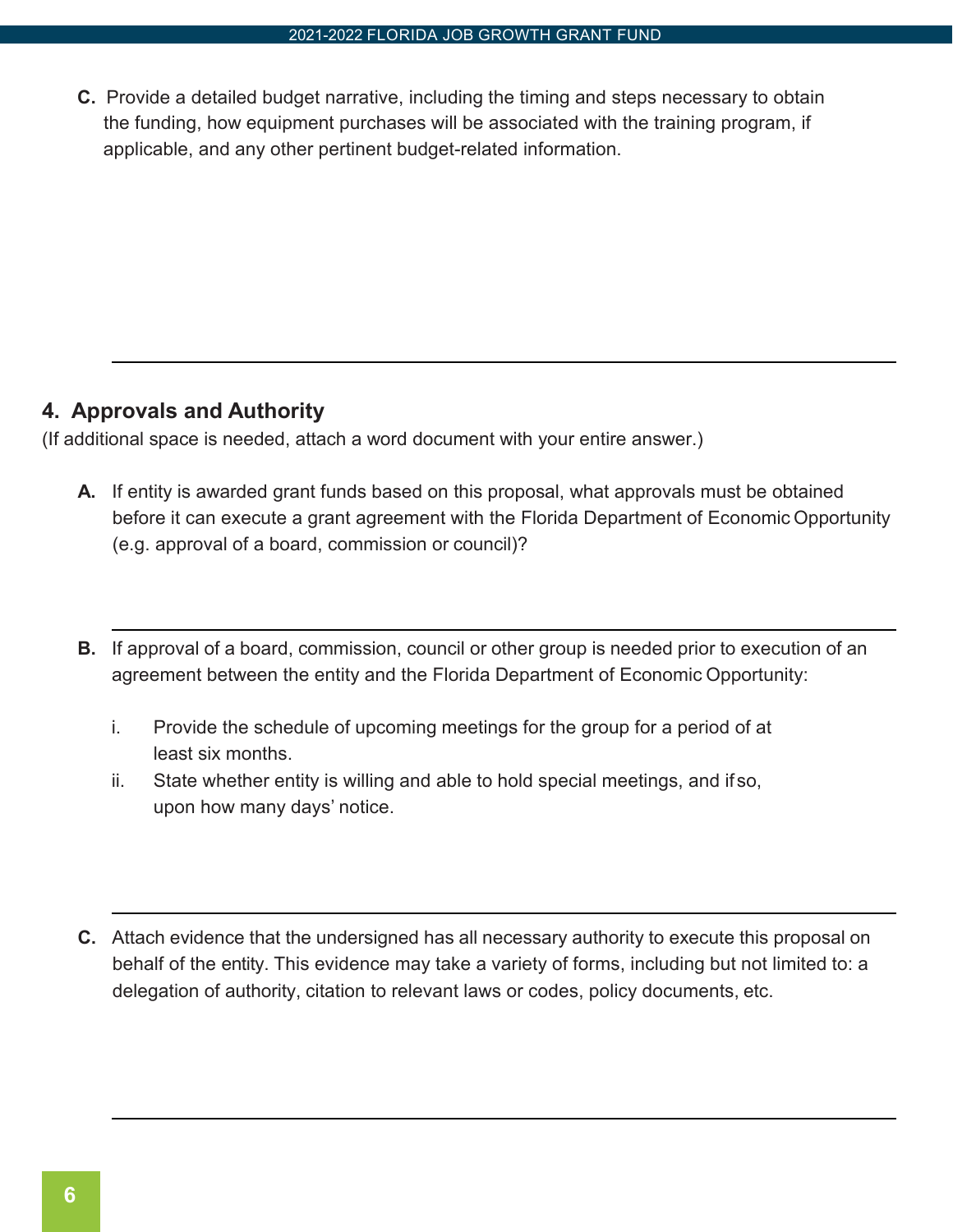**C.** Provide a detailed budget narrative, including the timing and steps necessary to obtain the funding, how equipment purchases will be associated with the training program, if applicable, and any other pertinent budget-related information.

---

## 4. Approvals and Authority

(If additional space is needed, attach a word document with your entire answer.)

**A.** If entity is awarded grant funds based on this proposal, what approvals must be obtained before it can execute a grant agreement with the Florida Department of Economic Opportunity (e.g. approval of a board, commission or council)?

---

**B.** If approval of a board, commission, council or other group is needed prior to execution of an agreement between the entity and the Florida Department of Economic Opportunity:

i. Provide the schedule of upcoming meetings for the group for a period of at least six months.

ii. State whether entity is willing and able to hold special meetings, and if so, upon how many days' notice.

---

**C.** Attach evidence that the undersigned has all necessary authority to execute this proposal on behalf of the entity. This evidence may take a variety of forms, including but not limited to: a delegation of authority, citation to relevant laws or codes, policy documents, etc.

---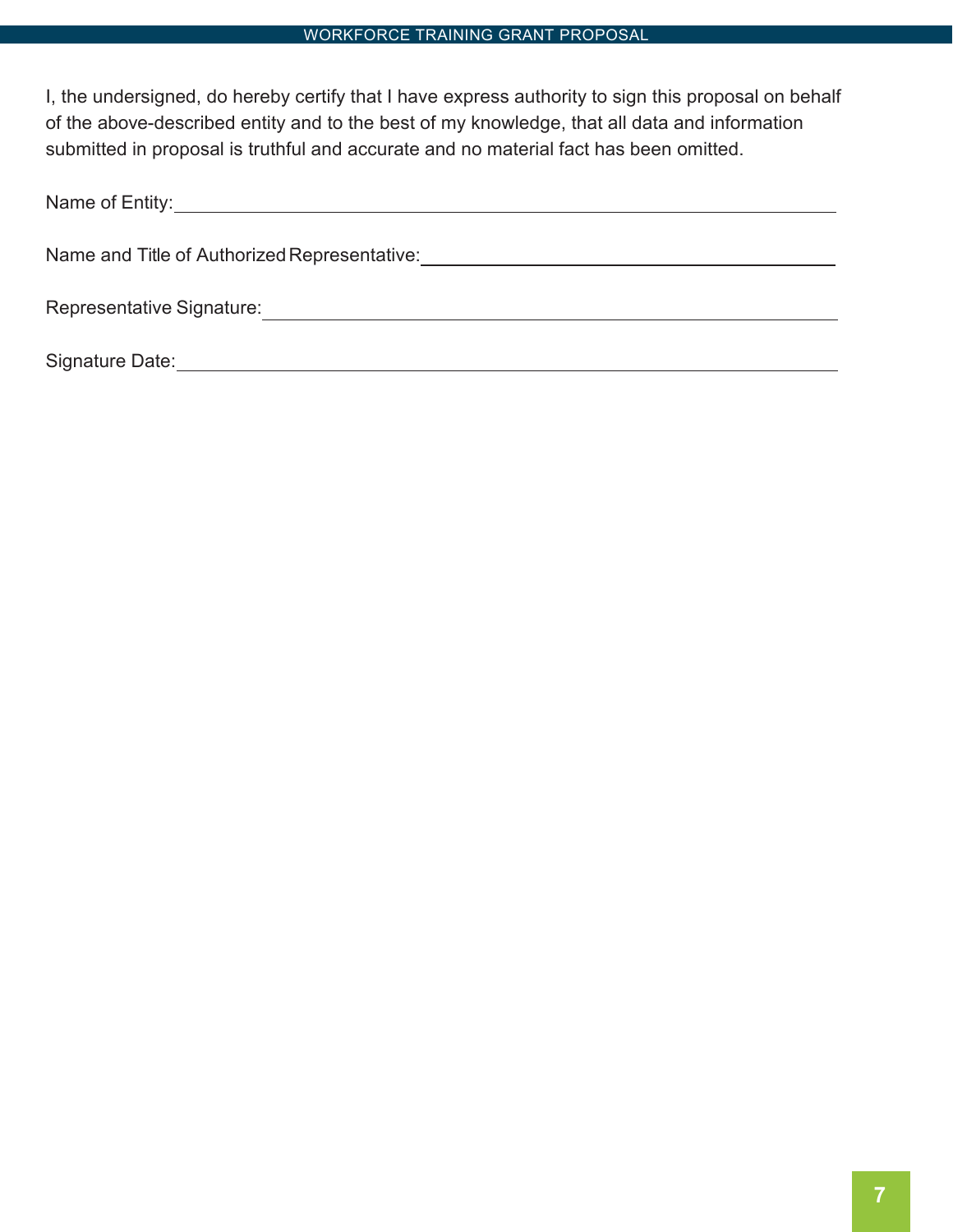I, the undersigned, do hereby certify that I have express authority to sign this proposal on behalf of the above-described entity and to the best of my knowledge, that all data and information submitted in proposal is truthful and accurate and no material fact has been omitted.

Name of Entity: ______________________________________________

Name and Title of Authorized Representative: ______________________________

Representative Signature: ______________________________________

Signature Date: ______________________________________________